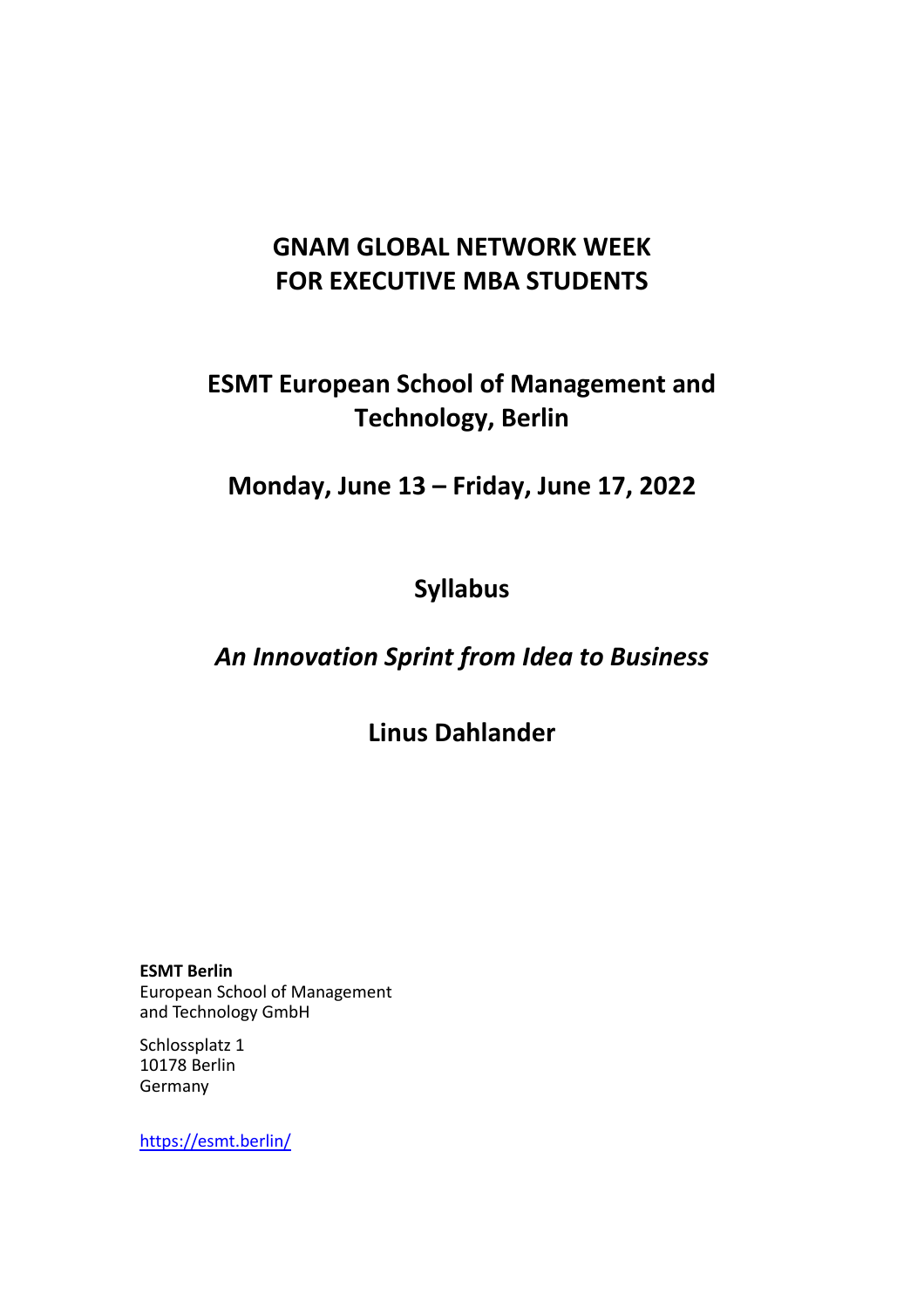# GNAM GLOBAL NETWORK WEEK FOR EXECUTIVE MBA STUDENTS

## ESMT European School of Management and Technology, Berlin

## Monday, June 13 – Friday, June 17, 2022

## Syllabus

## *An Innovation Sprint from Idea to Business*

## Linus Dahlander

**ESMT Berlin**
European School of Management
and Technology GmbH

Schlossplatz 1
10178 Berlin
Germany

https://esmt.berlin/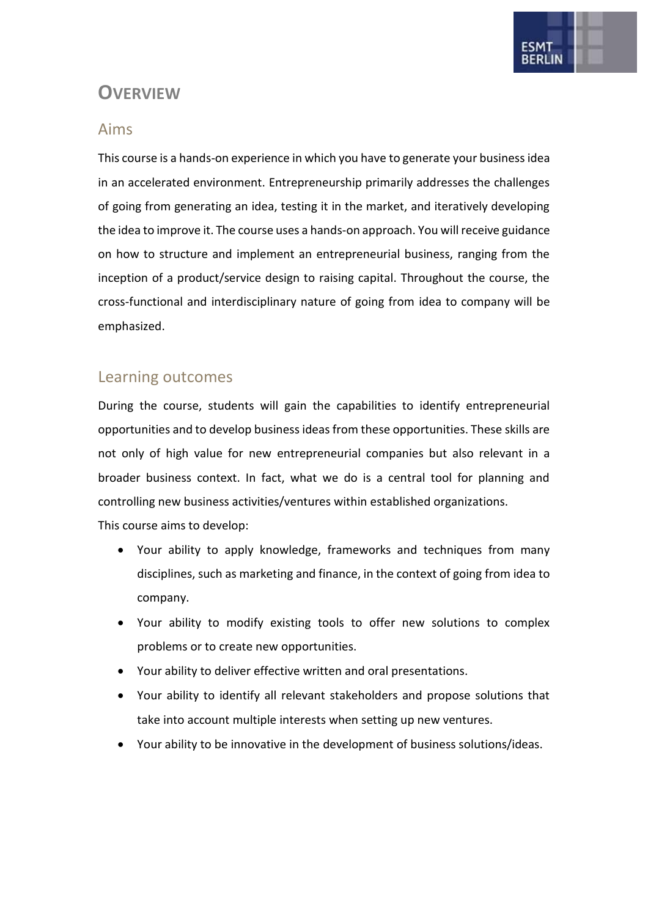# Overview

## Aims

This course is a hands-on experience in which you have to generate your business idea in an accelerated environment. Entrepreneurship primarily addresses the challenges of going from generating an idea, testing it in the market, and iteratively developing the idea to improve it. The course uses a hands-on approach. You will receive guidance on how to structure and implement an entrepreneurial business, ranging from the inception of a product/service design to raising capital. Throughout the course, the cross-functional and interdisciplinary nature of going from idea to company will be emphasized.

## Learning outcomes

During the course, students will gain the capabilities to identify entrepreneurial opportunities and to develop business ideas from these opportunities. These skills are not only of high value for new entrepreneurial companies but also relevant in a broader business context. In fact, what we do is a central tool for planning and controlling new business activities/ventures within established organizations.
This course aims to develop:

- Your ability to apply knowledge, frameworks and techniques from many disciplines, such as marketing and finance, in the context of going from idea to company.
- Your ability to modify existing tools to offer new solutions to complex problems or to create new opportunities.
- Your ability to deliver effective written and oral presentations.
- Your ability to identify all relevant stakeholders and propose solutions that take into account multiple interests when setting up new ventures.
- Your ability to be innovative in the development of business solutions/ideas.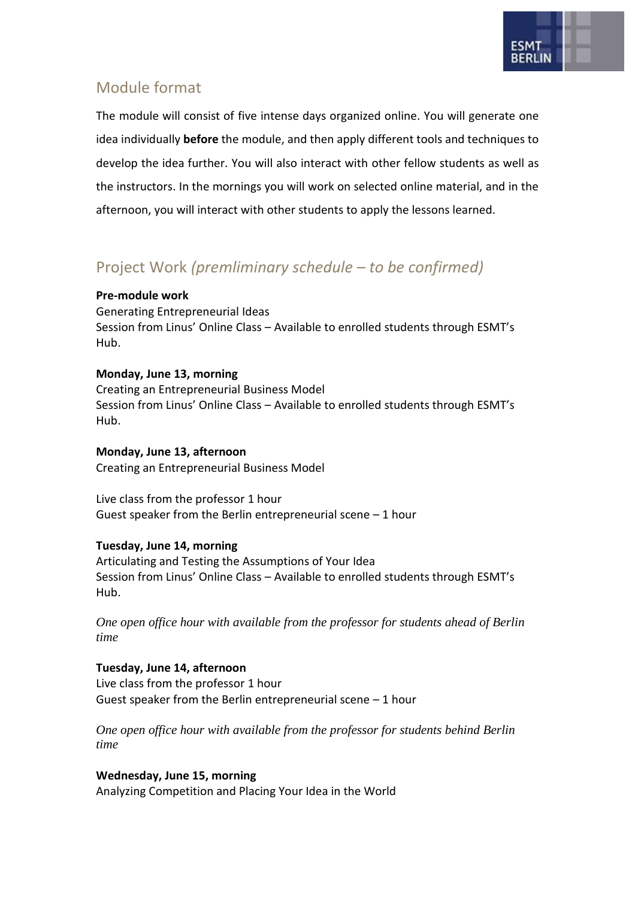## Module format

The module will consist of five intense days organized online. You will generate one idea individually **before** the module, and then apply different tools and techniques to develop the idea further. You will also interact with other fellow students as well as the instructors. In the mornings you will work on selected online material, and in the afternoon, you will interact with other students to apply the lessons learned.

## Project Work *(premliminary schedule – to be confirmed)*

**Pre-module work**
Generating Entrepreneurial Ideas
Session from Linus' Online Class – Available to enrolled students through ESMT's Hub.

**Monday, June 13, morning**
Creating an Entrepreneurial Business Model
Session from Linus' Online Class – Available to enrolled students through ESMT's Hub.

**Monday, June 13, afternoon**
Creating an Entrepreneurial Business Model

Live class from the professor 1 hour
Guest speaker from the Berlin entrepreneurial scene – 1 hour

**Tuesday, June 14, morning**
Articulating and Testing the Assumptions of Your Idea
Session from Linus' Online Class – Available to enrolled students through ESMT's Hub.

*One open office hour with available from the professor for students ahead of Berlin time*

**Tuesday, June 14, afternoon**
Live class from the professor 1 hour
Guest speaker from the Berlin entrepreneurial scene – 1 hour

*One open office hour with available from the professor for students behind Berlin time*

**Wednesday, June 15, morning**
Analyzing Competition and Placing Your Idea in the World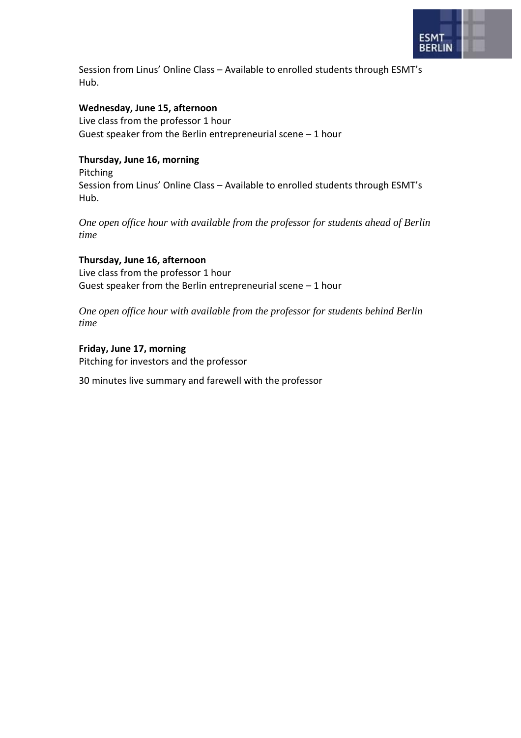Session from Linus' Online Class – Available to enrolled students through ESMT's Hub.

**Wednesday, June 15, afternoon**

Live class from the professor 1 hour

Guest speaker from the Berlin entrepreneurial scene – 1 hour

**Thursday, June 16, morning**

Pitching

Session from Linus' Online Class – Available to enrolled students through ESMT's Hub.

*One open office hour with available from the professor for students ahead of Berlin time*

**Thursday, June 16, afternoon**

Live class from the professor 1 hour

Guest speaker from the Berlin entrepreneurial scene – 1 hour

*One open office hour with available from the professor for students behind Berlin time*

**Friday, June 17, morning**

Pitching for investors and the professor

30 minutes live summary and farewell with the professor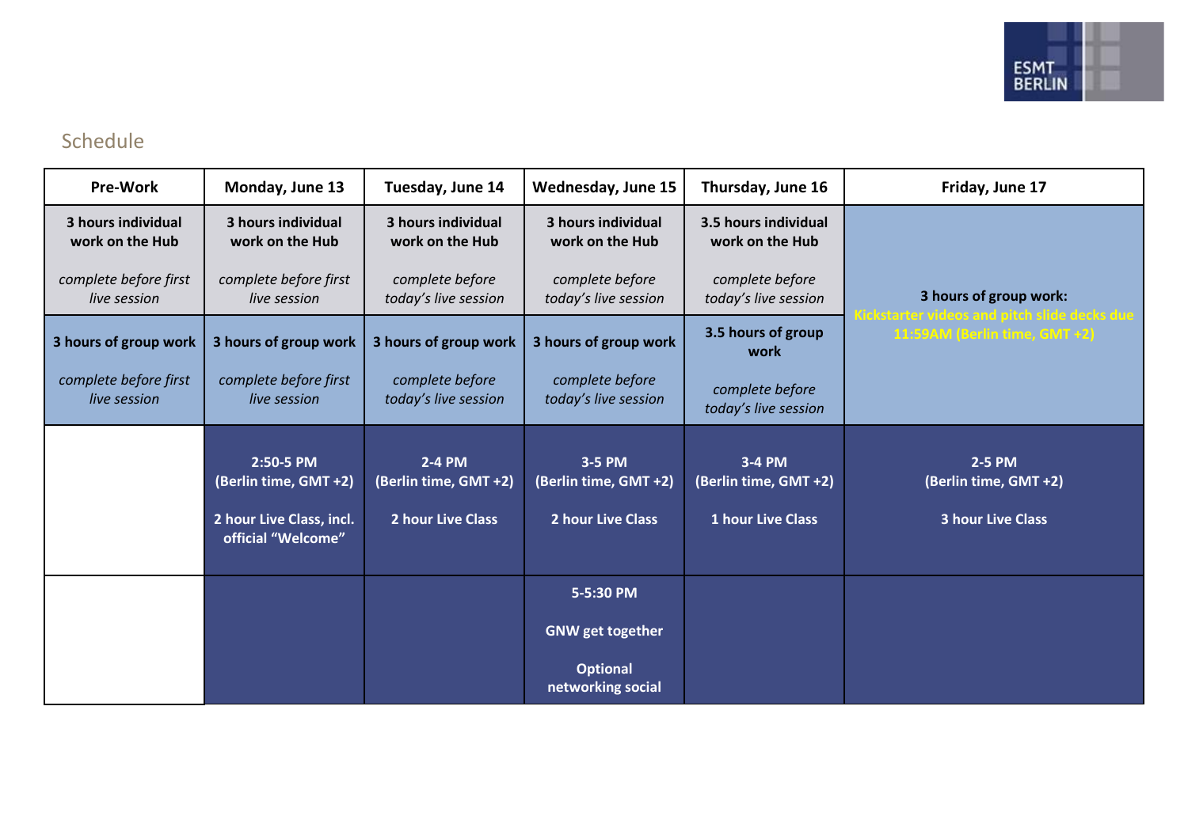## Schedule

| Pre-Work | Monday, June 13 | Tuesday, June 14 | Wednesday, June 15 | Thursday, June 16 | Friday, June 17 |
|---|---|---|---|---|---|
| **3 hours individual work on the Hub**<br><br>*complete before first live session* | **3 hours individual work on the Hub**<br><br>*complete before first live session* | **3 hours individual work on the Hub**<br><br>*complete before today's live session* | **3 hours individual work on the Hub**<br><br>*complete before today's live session* | **3.5 hours individual work on the Hub**<br><br>*complete before today's live session* | **3 hours of group work:**<br>**Kickstarter videos and pitch slide decks due 11:59AM (Berlin time, GMT +2)** |
| **3 hours of group work**<br><br>*complete before first live session* | **3 hours of group work**<br><br>*complete before first live session* | **3 hours of group work**<br><br>*complete before today's live session* | **3 hours of group work**<br><br>*complete before today's live session* | **3.5 hours of group work**<br><br>*complete before today's live session* | |
| | **2:50-5 PM (Berlin time, GMT +2)**<br><br>**2 hour Live Class, incl. official "Welcome"** | **2-4 PM (Berlin time, GMT +2)**<br><br>**2 hour Live Class** | **3-5 PM (Berlin time, GMT +2)**<br><br>**2 hour Live Class** | **3-4 PM (Berlin time, GMT +2)**<br><br>**1 hour Live Class** | **2-5 PM (Berlin time, GMT +2)**<br><br>**3 hour Live Class** |
| | | | **5-5:30 PM**<br><br>**GNW get together**<br><br>**Optional networking social** | | |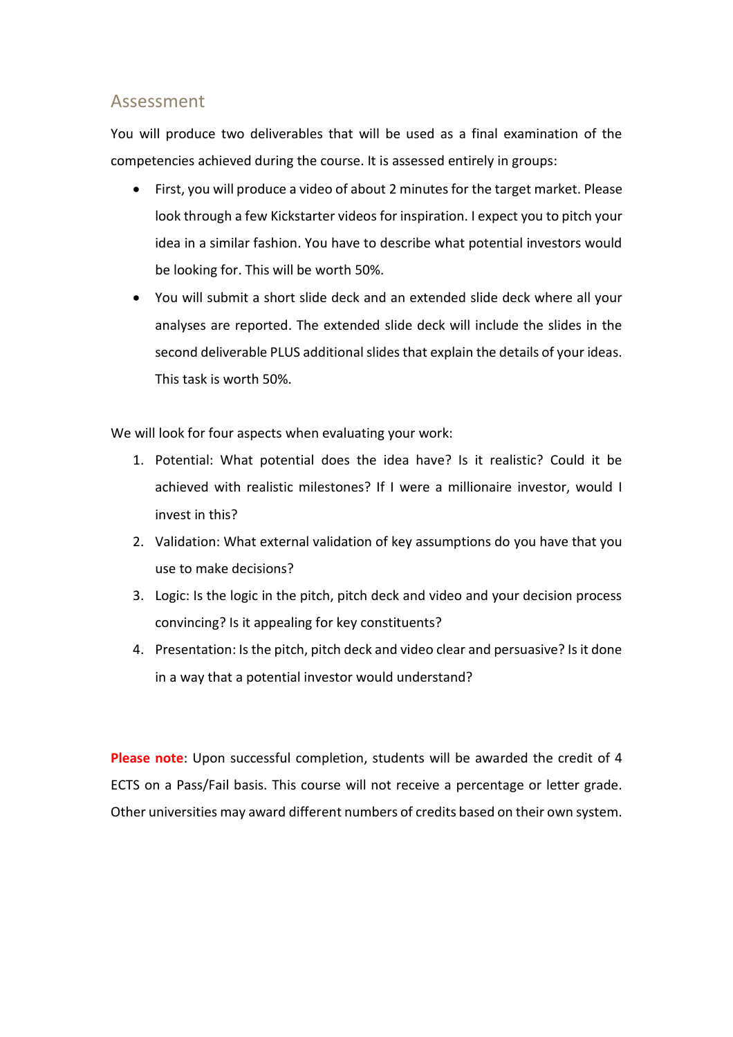## Assessment

You will produce two deliverables that will be used as a final examination of the competencies achieved during the course. It is assessed entirely in groups:

- First, you will produce a video of about 2 minutes for the target market. Please look through a few Kickstarter videos for inspiration. I expect you to pitch your idea in a similar fashion. You have to describe what potential investors would be looking for. This will be worth 50%.
- You will submit a short slide deck and an extended slide deck where all your analyses are reported. The extended slide deck will include the slides in the second deliverable PLUS additional slides that explain the details of your ideas. This task is worth 50%.

We will look for four aspects when evaluating your work:

1. Potential: What potential does the idea have? Is it realistic? Could it be achieved with realistic milestones? If I were a millionaire investor, would I invest in this?
2. Validation: What external validation of key assumptions do you have that you use to make decisions?
3. Logic: Is the logic in the pitch, pitch deck and video and your decision process convincing? Is it appealing for key constituents?
4. Presentation: Is the pitch, pitch deck and video clear and persuasive? Is it done in a way that a potential investor would understand?

**Please note**: Upon successful completion, students will be awarded the credit of 4 ECTS on a Pass/Fail basis. This course will not receive a percentage or letter grade. Other universities may award different numbers of credits based on their own system.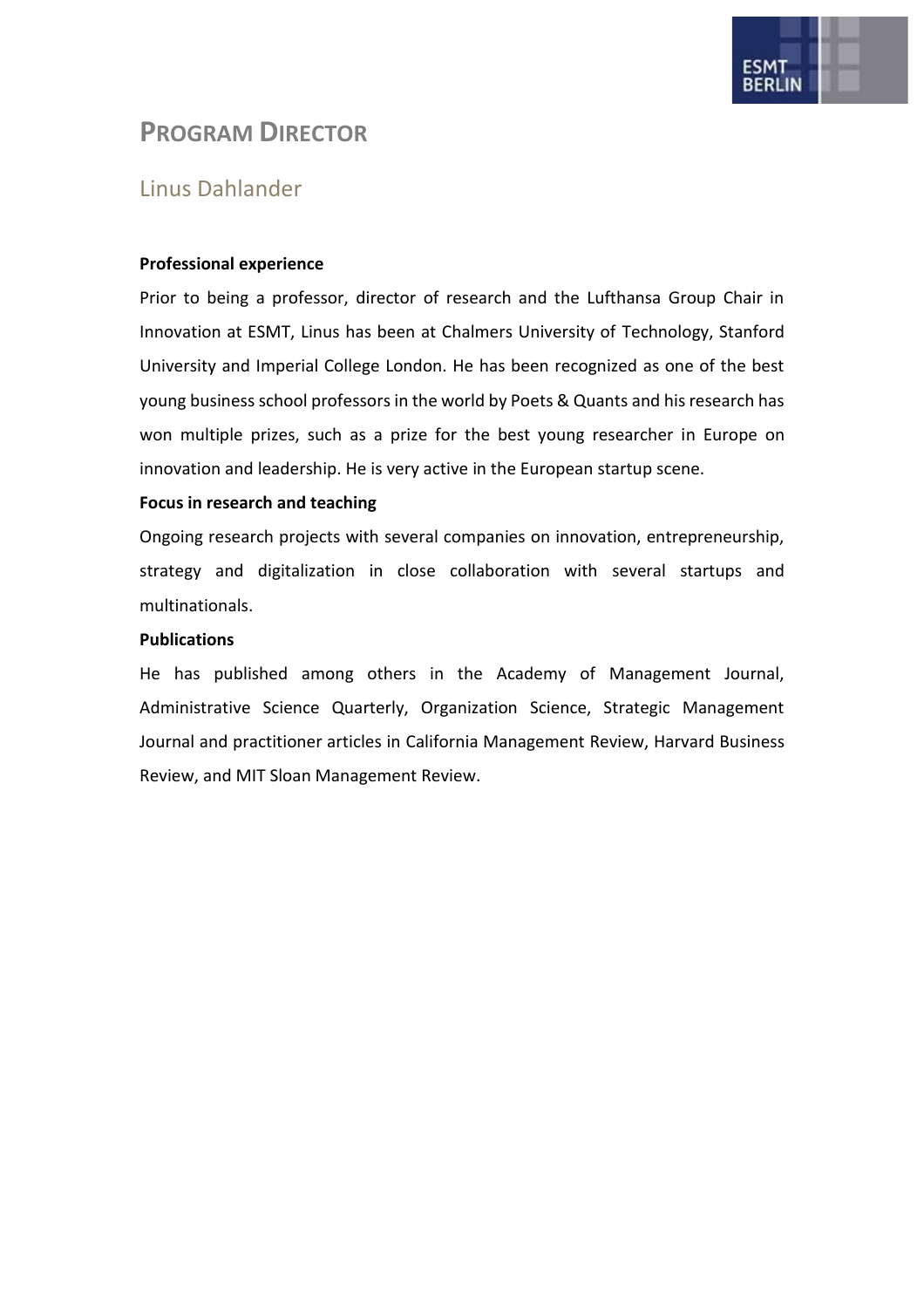# PROGRAM DIRECTOR

## Linus Dahlander

**Professional experience**

Prior to being a professor, director of research and the Lufthansa Group Chair in Innovation at ESMT, Linus has been at Chalmers University of Technology, Stanford University and Imperial College London. He has been recognized as one of the best young business school professors in the world by Poets & Quants and his research has won multiple prizes, such as a prize for the best young researcher in Europe on innovation and leadership. He is very active in the European startup scene.

**Focus in research and teaching**

Ongoing research projects with several companies on innovation, entrepreneurship, strategy and digitalization in close collaboration with several startups and multinationals.

**Publications**

He has published among others in the Academy of Management Journal, Administrative Science Quarterly, Organization Science, Strategic Management Journal and practitioner articles in California Management Review, Harvard Business Review, and MIT Sloan Management Review.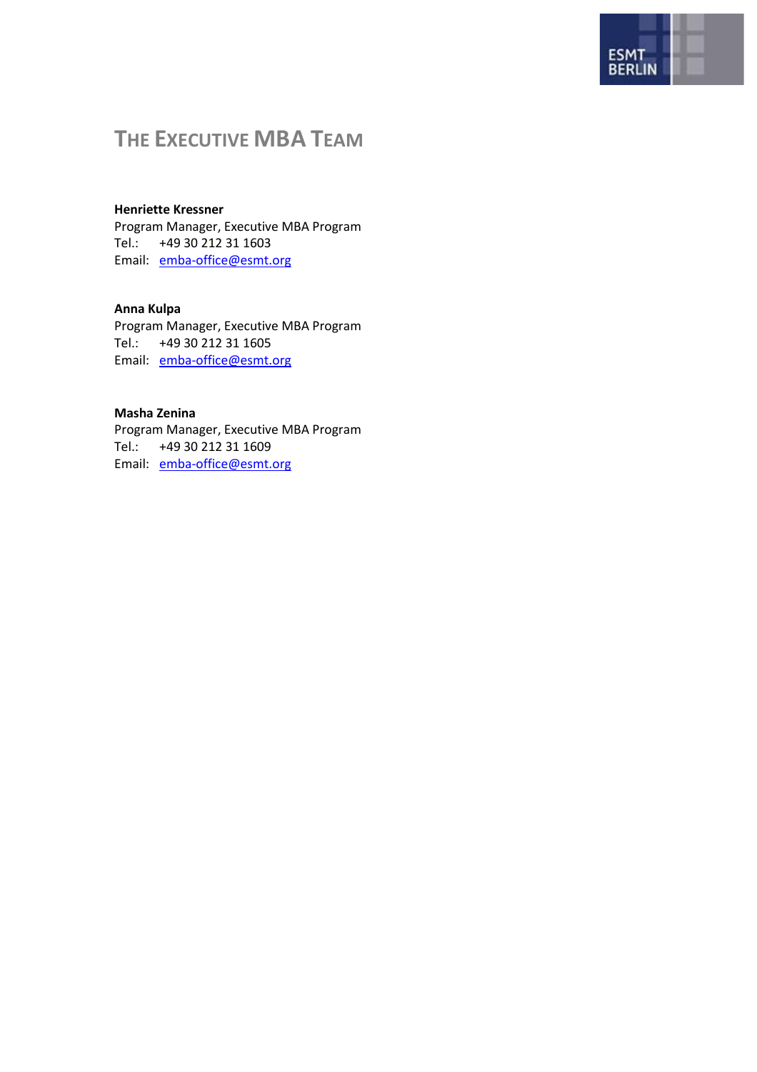# The Executive MBA Team

**Henriette Kressner**
Program Manager, Executive MBA Program
Tel.: +49 30 212 31 1603
Email: emba-office@esmt.org

**Anna Kulpa**
Program Manager, Executive MBA Program
Tel.: +49 30 212 31 1605
Email: emba-office@esmt.org

**Masha Zenina**
Program Manager, Executive MBA Program
Tel.: +49 30 212 31 1609
Email: emba-office@esmt.org